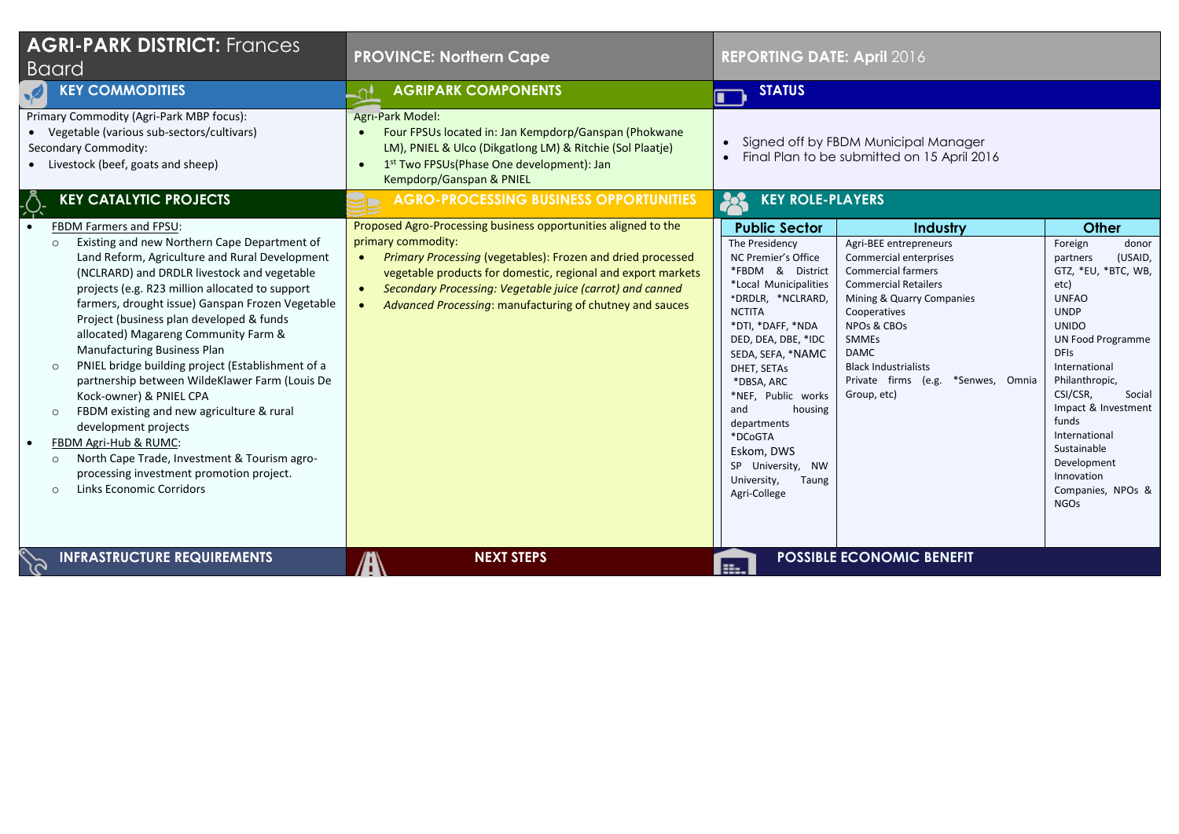# AGRI-PARK DISTRICT: Frances Baard

**PROVINCE: Northern Cape**

**REPORTING DATE: April 2016**

## KEY COMMODITIES

Primary Commodity (Agri-Park MBP focus):

- Vegetable (various sub-sectors/cultivars)

Secondary Commodity:

- Livestock (beef, goats and sheep)

## AGRIPARK COMPONENTS

Agri-Park Model:

- Four FPSUs located in: Jan Kempdorp/Ganspan (Phokwane LM), PNIEL & Ulco (Dikgatlong LM) & Ritchie (Sol Plaatje)
- 1st Two FPSUs(Phase One development): Jan Kempdorp/Ganspan & PNIEL

## STATUS

- Signed off by FBDM Municipal Manager
- Final Plan to be submitted on 15 April 2016

## KEY CATALYTIC PROJECTS

- FBDM Farmers and FPSU:
  - Existing and new Northern Cape Department of Land Reform, Agriculture and Rural Development (NCLRARD) and DRDLR livestock and vegetable projects (e.g. R23 million allocated to support farmers, drought issue) Ganspan Frozen Vegetable Project (business plan developed & funds allocated) Magareng Community Farm & Manufacturing Business Plan
  - PNIEL bridge building project (Establishment of a partnership between WildeKlawer Farm (Louis De Kock-owner) & PNIEL CPA
  - FBDM existing and new agriculture & rural development projects
- FBDM Agri-Hub & RUMC:
  - North Cape Trade, Investment & Tourism agro-processing investment promotion project.
  - Links Economic Corridors

## AGRO-PROCESSING BUSINESS OPPORTUNITIES

Proposed Agro-Processing business opportunities aligned to the primary commodity:

- *Primary Processing* (vegetables): Frozen and dried processed vegetable products for domestic, regional and export markets
- *Secondary Processing: Vegetable juice (carrot) and canned*
- *Advanced Processing*: manufacturing of chutney and sauces

## KEY ROLE-PLAYERS

| Public Sector | Industry | Other |
|---|---|---|
| The Presidency<br>NC Premier's Office<br>*FBDM & District<br>*Local Municipalities<br>*DRDLR, *NCLRARD, NCTITA<br>*DTI, *DAFF, *NDA<br>DED, DEA, DBE, *IDC<br>SEDA, SEFA, *NAMC<br>DHET, SETAs<br>*DBSA, ARC<br>*NEF, Public works and housing departments<br>*DCoGTA<br>Eskom, DWS<br>SP University, NW University, Taung Agri-College | Agri-BEE entrepreneurs<br>Commercial enterprises<br>Commercial farmers<br>Commercial Retailers<br>Mining & Quarry Companies<br>Cooperatives<br>NPOs & CBOs<br>SMMEs<br>DAMC<br>Black Industrialists<br>Private firms (e.g. *Senwes, Omnia Group, etc) | Foreign donor partners (USAID, GTZ, *EU, *BTC, WB, etc)<br>UNFAO<br>UNDP<br>UNIDO<br>UN Food Programme<br>DFIs<br>International Philanthropic, CSI/CSR, Social Impact & Investment funds<br>International Sustainable Development Innovation Companies, NPOs & NGOs |

## INFRASTRUCTURE REQUIREMENTS

## NEXT STEPS

## POSSIBLE ECONOMIC BENEFIT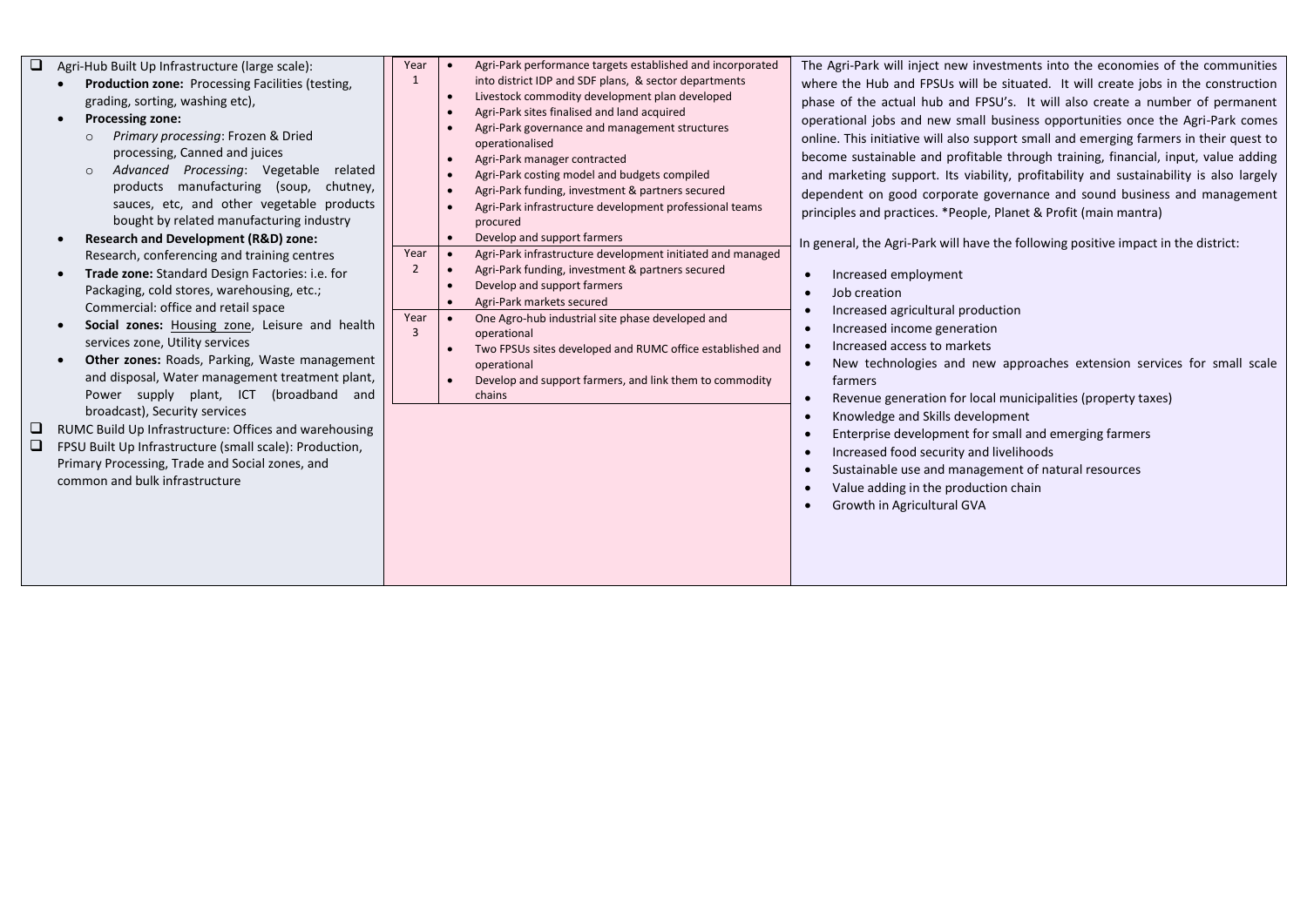- Agri-Hub Built Up Infrastructure (large scale):
  - **Production zone:** Processing Facilities (testing, grading, sorting, washing etc),
  - **Processing zone:**
    - *Primary processing*: Frozen & Dried processing, Canned and juices
    - *Advanced Processing*: Vegetable related products manufacturing (soup, chutney, sauces, etc, and other vegetable products bought by related manufacturing industry
  - **Research and Development (R&D) zone:** Research, conferencing and training centres
  - **Trade zone:** Standard Design Factories: i.e. for Packaging, cold stores, warehousing, etc.; Commercial: office and retail space
  - **Social zones:** Housing zone, Leisure and health services zone, Utility services
  - **Other zones:** Roads, Parking, Waste management and disposal, Water management treatment plant, Power supply plant, ICT (broadband and broadcast), Security services
- RUMC Build Up Infrastructure: Offices and warehousing
- FPSU Built Up Infrastructure (small scale): Production, Primary Processing, Trade and Social zones, and common and bulk infrastructure

| | |
|---|---|
| Year 1 | • Agri-Park performance targets established and incorporated into district IDP and SDF plans, & sector departments<br>• Livestock commodity development plan developed<br>• Agri-Park sites finalised and land acquired<br>• Agri-Park governance and management structures operationalised<br>• Agri-Park manager contracted<br>• Agri-Park costing model and budgets compiled<br>• Agri-Park funding, investment & partners secured<br>• Agri-Park infrastructure development professional teams procured<br>• Develop and support farmers |
| Year 2 | • Agri-Park infrastructure development initiated and managed<br>• Agri-Park funding, investment & partners secured<br>• Develop and support farmers<br>• Agri-Park markets secured |
| Year 3 | • One Agro-hub industrial site phase developed and operational<br>• Two FPSUs sites developed and RUMC office established and operational<br>• Develop and support farmers, and link them to commodity chains |

The Agri-Park will inject new investments into the economies of the communities where the Hub and FPSUs will be situated. It will create jobs in the construction phase of the actual hub and FPSU's. It will also create a number of permanent operational jobs and new small business opportunities once the Agri-Park comes online. This initiative will also support small and emerging farmers in their quest to become sustainable and profitable through training, financial, input, value adding and marketing support. Its viability, profitability and sustainability is also largely dependent on good corporate governance and sound business and management principles and practices. *People, Planet & Profit (main mantra)

In general, the Agri-Park will have the following positive impact in the district:

- Increased employment
- Job creation
- Increased agricultural production
- Increased income generation
- Increased access to markets
- New technologies and new approaches extension services for small scale farmers
- Revenue generation for local municipalities (property taxes)
- Knowledge and Skills development
- Enterprise development for small and emerging farmers
- Increased food security and livelihoods
- Sustainable use and management of natural resources
- Value adding in the production chain
- Growth in Agricultural GVA